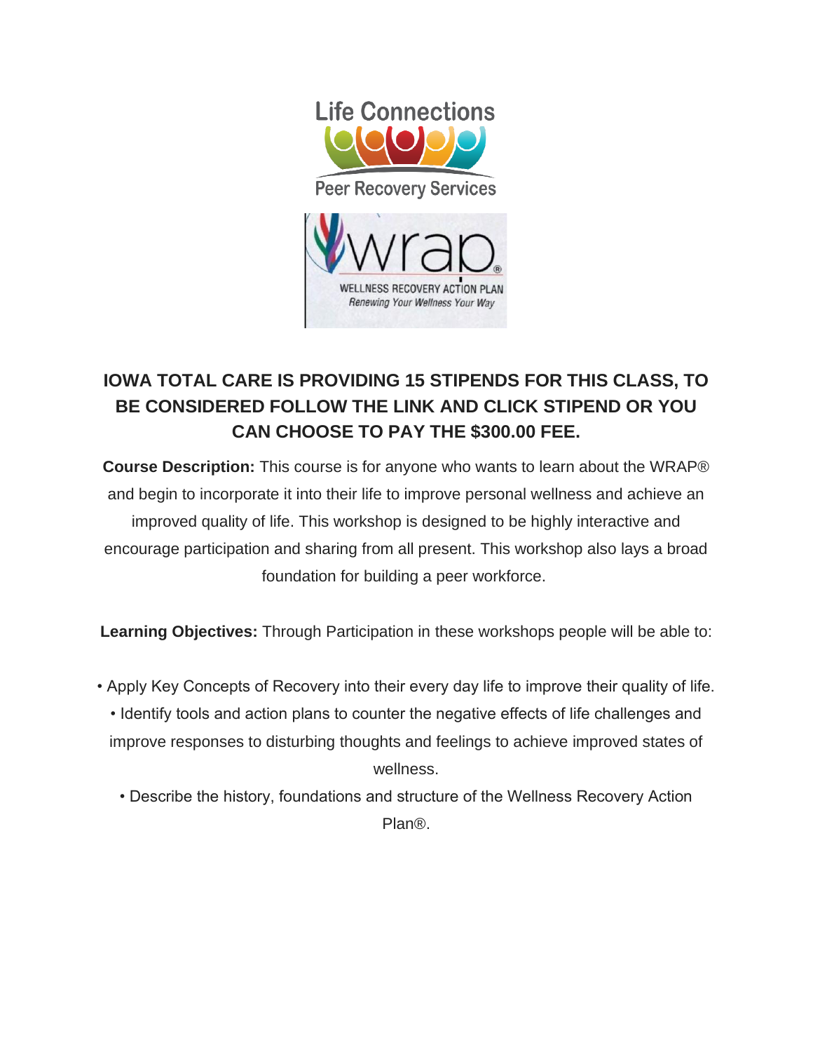Life Connections

Peer Recovery Services

wrap®

WELLNESS RECOVERY ACTION PLAN

*Renewing Your Wellness Your Way*

**IOWA TOTAL CARE IS PROVIDING 15 STIPENDS FOR THIS CLASS, TO BE CONSIDERED FOLLOW THE LINK AND CLICK STIPEND OR YOU CAN CHOOSE TO PAY THE $300.00 FEE.**

**Course Description:** This course is for anyone who wants to learn about the WRAP® and begin to incorporate it into their life to improve personal wellness and achieve an improved quality of life. This workshop is designed to be highly interactive and encourage participation and sharing from all present. This workshop also lays a broad foundation for building a peer workforce.

**Learning Objectives:** Through Participation in these workshops people will be able to:

- Apply Key Concepts of Recovery into their every day life to improve their quality of life.
- Identify tools and action plans to counter the negative effects of life challenges and improve responses to disturbing thoughts and feelings to achieve improved states of wellness.
- Describe the history, foundations and structure of the Wellness Recovery Action Plan®.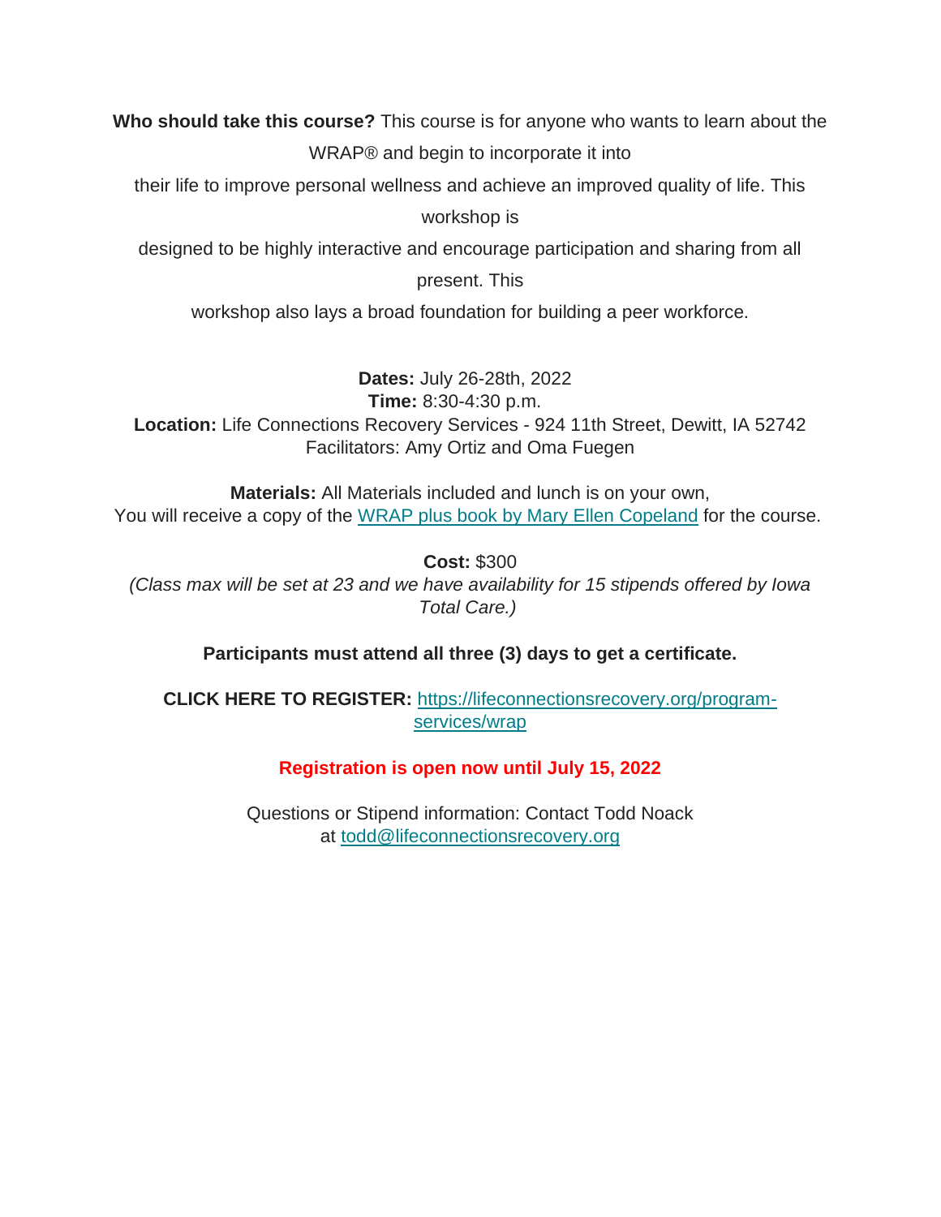**Who should take this course?** This course is for anyone who wants to learn about the WRAP® and begin to incorporate it into their life to improve personal wellness and achieve an improved quality of life. This workshop is designed to be highly interactive and encourage participation and sharing from all present. This workshop also lays a broad foundation for building a peer workforce.

**Dates:** July 26-28th, 2022
**Time:** 8:30-4:30 p.m.
**Location:** Life Connections Recovery Services - 924 11th Street, Dewitt, IA 52742
Facilitators: Amy Ortiz and Oma Fuegen

**Materials:** All Materials included and lunch is on your own,
You will receive a copy of the WRAP plus book by Mary Ellen Copeland for the course.

**Cost:** $300
*(Class max will be set at 23 and we have availability for 15 stipends offered by Iowa Total Care.)*

**Participants must attend all three (3) days to get a certificate.**

**CLICK HERE TO REGISTER:** https://lifeconnectionsrecovery.org/program-services/wrap

**Registration is open now until July 15, 2022**

Questions or Stipend information: Contact Todd Noack at todd@lifeconnectionsrecovery.org